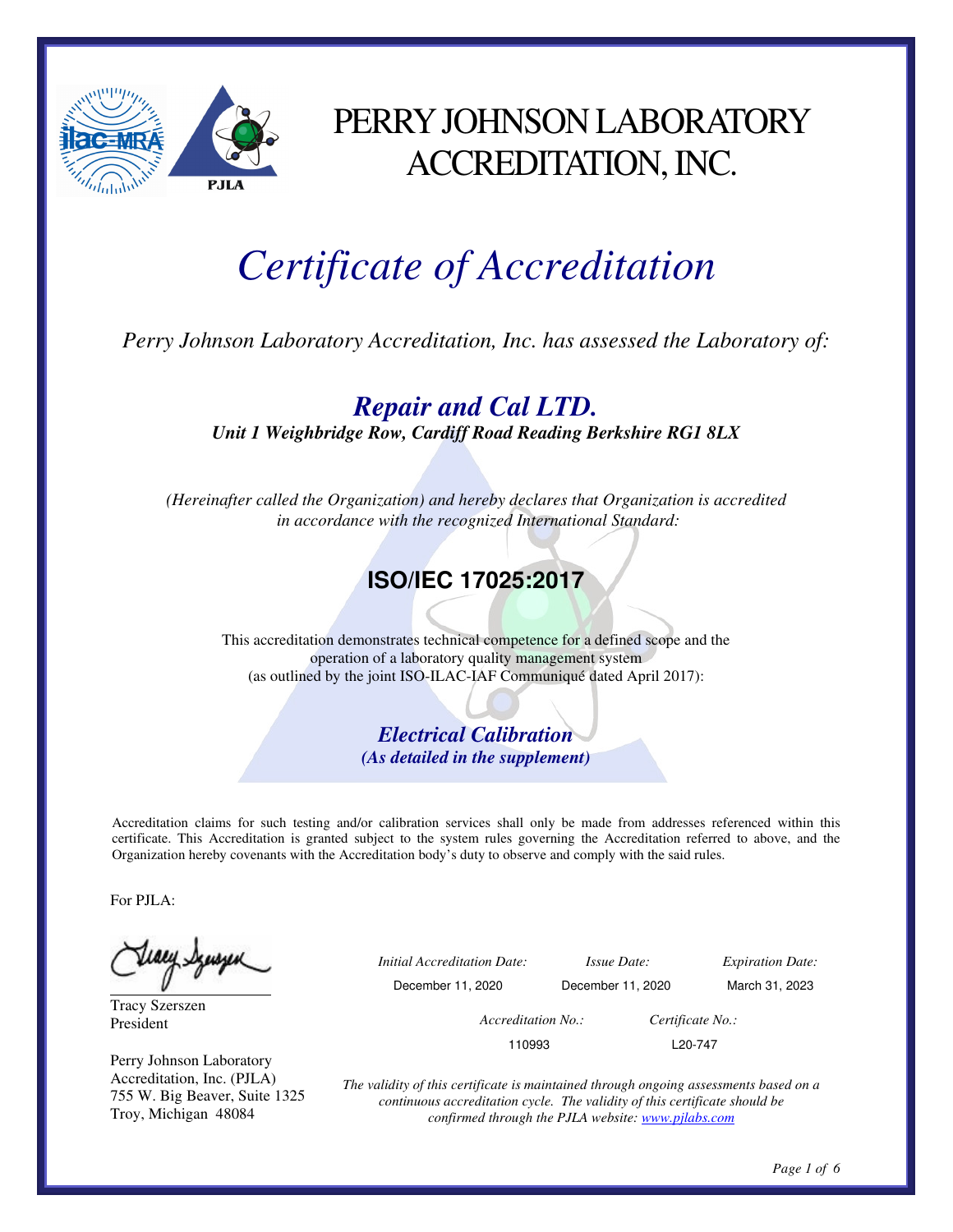# PERRY JOHNSON LABORATORY ACCREDITATION, INC.

# *Certificate of Accreditation*

*Perry Johnson Laboratory Accreditation, Inc. has assessed the Laboratory of:*

## ***Repair and Cal LTD.***

***Unit 1 Weighbridge Row, Cardiff Road Reading Berkshire RG1 8LX***

*(Hereinafter called the Organization) and hereby declares that Organization is accredited in accordance with the recognized International Standard:*

## **ISO/IEC 17025:2017**

This accreditation demonstrates technical competence for a defined scope and the operation of a laboratory quality management system (as outlined by the joint ISO-ILAC-IAF Communiqué dated April 2017):

***Electrical Calibration***
***(As detailed in the supplement)***

Accreditation claims for such testing and/or calibration services shall only be made from addresses referenced within this certificate. This Accreditation is granted subject to the system rules governing the Accreditation referred to above, and the Organization hereby covenants with the Accreditation body's duty to observe and comply with the said rules.

For PJLA:

Tracy Szerszen
President

Perry Johnson Laboratory Accreditation, Inc. (PJLA)
755 W. Big Beaver, Suite 1325
Troy, Michigan 48084

| *Initial Accreditation Date:* | *Issue Date:* | *Expiration Date:* |
|---|---|---|
| December 11, 2020 | December 11, 2020 | March 31, 2023 |

| *Accreditation No.:* | *Certificate No.:* |
|---|---|
| 110993 | L20-747 |

*The validity of this certificate is maintained through ongoing assessments based on a continuous accreditation cycle. The validity of this certificate should be confirmed through the PJLA website: www.pjlabs.com*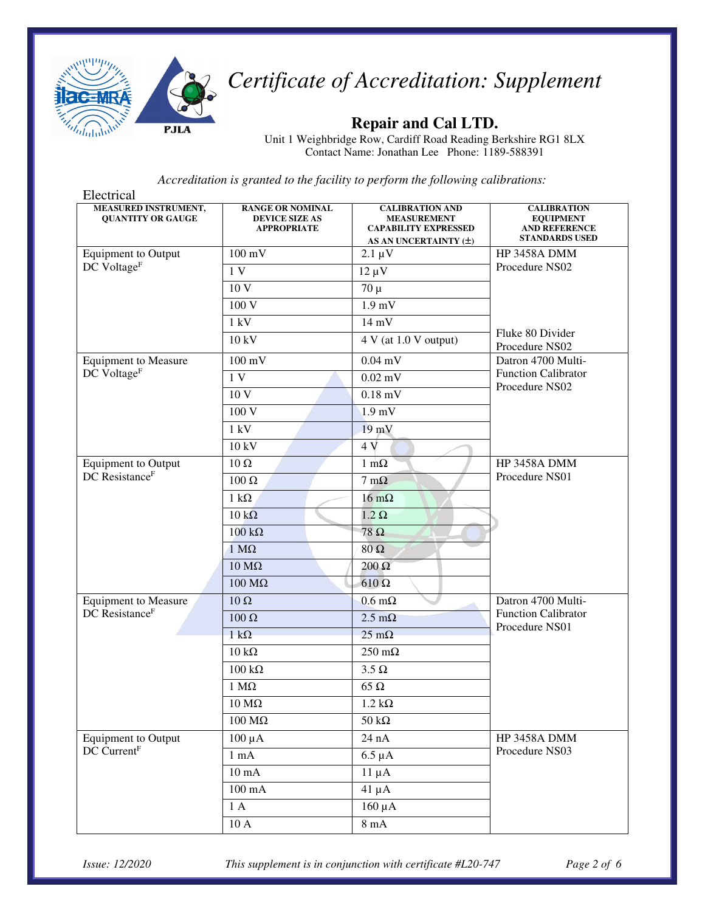# Certificate of Accreditation: Supplement

## Repair and Cal LTD.

Unit 1 Weighbridge Row, Cardiff Road Reading Berkshire RG1 8LX
Contact Name: Jonathan Lee Phone: 1189-588391

*Accreditation is granted to the facility to perform the following calibrations:*

Electrical

| MEASURED INSTRUMENT, QUANTITY OR GAUGE | RANGE OR NOMINAL DEVICE SIZE AS APPROPRIATE | CALIBRATION AND MEASUREMENT CAPABILITY EXPRESSED AS AN UNCERTAINTY (±) | CALIBRATION EQUIPMENT AND REFERENCE STANDARDS USED |
|---|---|---|---|
| Equipment to Output DC Voltage[F] | 100 mV | 2.1 µV | HP 3458A DMM Procedure NS02 |
| | 1 V | 12 µV | |
| | 10 V | 70 µ | |
| | 100 V | 1.9 mV | |
| | 1 kV | 14 mV | |
| | 10 kV | 4 V (at 1.0 V output) | Fluke 80 Divider Procedure NS02 |
| Equipment to Measure DC Voltage[F] | 100 mV | 0.04 mV | Datron 4700 Multi-Function Calibrator Procedure NS02 |
| | 1 V | 0.02 mV | |
| | 10 V | 0.18 mV | |
| | 100 V | 1.9 mV | |
| | 1 kV | 19 mV | |
| | 10 kV | 4 V | |
| Equipment to Output DC Resistance[F] | 10 Ω | 1 mΩ | HP 3458A DMM Procedure NS01 |
| | 100 Ω | 7 mΩ | |
| | 1 kΩ | 16 mΩ | |
| | 10 kΩ | 1.2 Ω | |
| | 100 kΩ | 78 Ω | |
| | 1 MΩ | 80 Ω | |
| | 10 MΩ | 200 Ω | |
| | 100 MΩ | 610 Ω | |
| Equipment to Measure DC Resistance[F] | 10 Ω | 0.6 mΩ | Datron 4700 Multi-Function Calibrator Procedure NS01 |
| | 100 Ω | 2.5 mΩ | |
| | 1 kΩ | 25 mΩ | |
| | 10 kΩ | 250 mΩ | |
| | 100 kΩ | 3.5 Ω | |
| | 1 MΩ | 65 Ω | |
| | 10 MΩ | 1.2 kΩ | |
| | 100 MΩ | 50 kΩ | |
| Equipment to Output DC Current[F] | 100 µA | 24 nA | HP 3458A DMM Procedure NS03 |
| | 1 mA | 6.5 µA | |
| | 10 mA | 11 µA | |
| | 100 mA | 41 µA | |
| | 1 A | 160 µA | |
| | 10 A | 8 mA | |

*Issue: 12/2020* *This supplement is in conjunction with certificate #L20-747*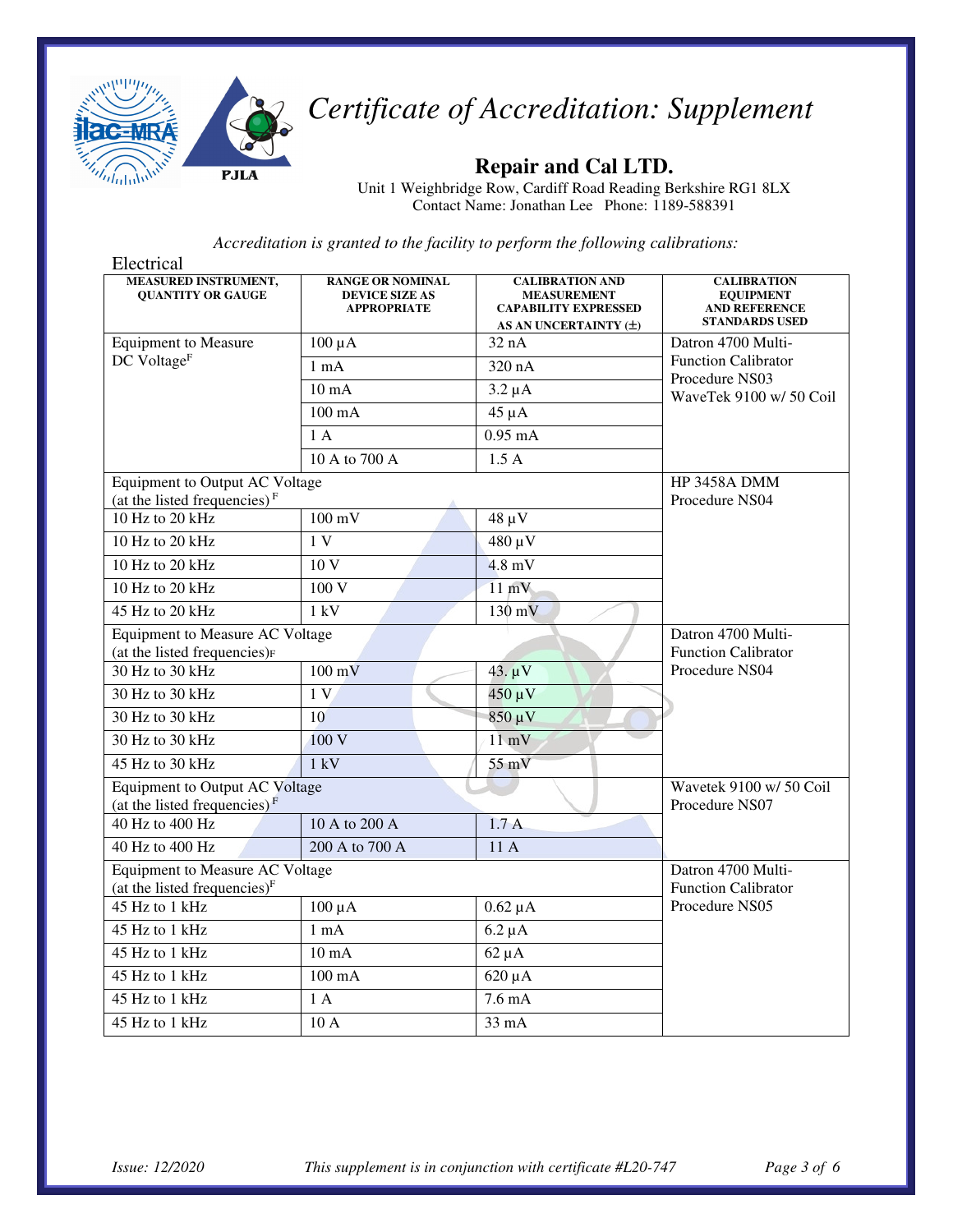# Certificate of Accreditation: Supplement

## Repair and Cal LTD.

Unit 1 Weighbridge Row, Cardiff Road Reading Berkshire RG1 8LX
Contact Name: Jonathan Lee Phone: 1189-588391

*Accreditation is granted to the facility to perform the following calibrations:*

Electrical

| MEASURED INSTRUMENT, QUANTITY OR GAUGE | RANGE OR NOMINAL DEVICE SIZE AS APPROPRIATE | CALIBRATION AND MEASUREMENT CAPABILITY EXPRESSED AS AN UNCERTAINTY (±) | CALIBRATION EQUIPMENT AND REFERENCE STANDARDS USED |
|---|---|---|---|
| Equipment to Measure DC Voltage[F] | 100 µA | 32 nA | Datron 4700 Multi-Function Calibrator Procedure NS03 WaveTek 9100 w/ 50 Coil |
| | 1 mA | 320 nA | |
| | 10 mA | 3.2 µA | |
| | 100 mA | 45 µA | |
| | 1 A | 0.95 mA | |
| | 10 A to 700 A | 1.5 A | |
| Equipment to Output AC Voltage (at the listed frequencies)[F] | | | HP 3458A DMM Procedure NS04 |
| 10 Hz to 20 kHz | 100 mV | 48 µV | |
| 10 Hz to 20 kHz | 1 V | 480 µV | |
| 10 Hz to 20 kHz | 10 V | 4.8 mV | |
| 10 Hz to 20 kHz | 100 V | 11 mV | |
| 45 Hz to 20 kHz | 1 kV | 130 mV | |
| Equipment to Measure AC Voltage (at the listed frequencies)[F] | | | Datron 4700 Multi-Function Calibrator Procedure NS04 |
| 30 Hz to 30 kHz | 100 mV | 43. µV | |
| 30 Hz to 30 kHz | 1 V | 450 µV | |
| 30 Hz to 30 kHz | 10 | 850 µV | |
| 30 Hz to 30 kHz | 100 V | 11 mV | |
| 45 Hz to 30 kHz | 1 kV | 55 mV | |
| Equipment to Output AC Voltage (at the listed frequencies)[F] | | | Wavetek 9100 w/ 50 Coil Procedure NS07 |
| 40 Hz to 400 Hz | 10 A to 200 A | 1.7 A | |
| 40 Hz to 400 Hz | 200 A to 700 A | 11 A | |
| Equipment to Measure AC Voltage (at the listed frequencies)[F] | | | Datron 4700 Multi-Function Calibrator Procedure NS05 |
| 45 Hz to 1 kHz | 100 µA | 0.62 µA | |
| 45 Hz to 1 kHz | 1 mA | 6.2 µA | |
| 45 Hz to 1 kHz | 10 mA | 62 µA | |
| 45 Hz to 1 kHz | 100 mA | 620 µA | |
| 45 Hz to 1 kHz | 1 A | 7.6 mA | |
| 45 Hz to 1 kHz | 10 A | 33 mA | |

*Issue: 12/2020* *This supplement is in conjunction with certificate #L20-747*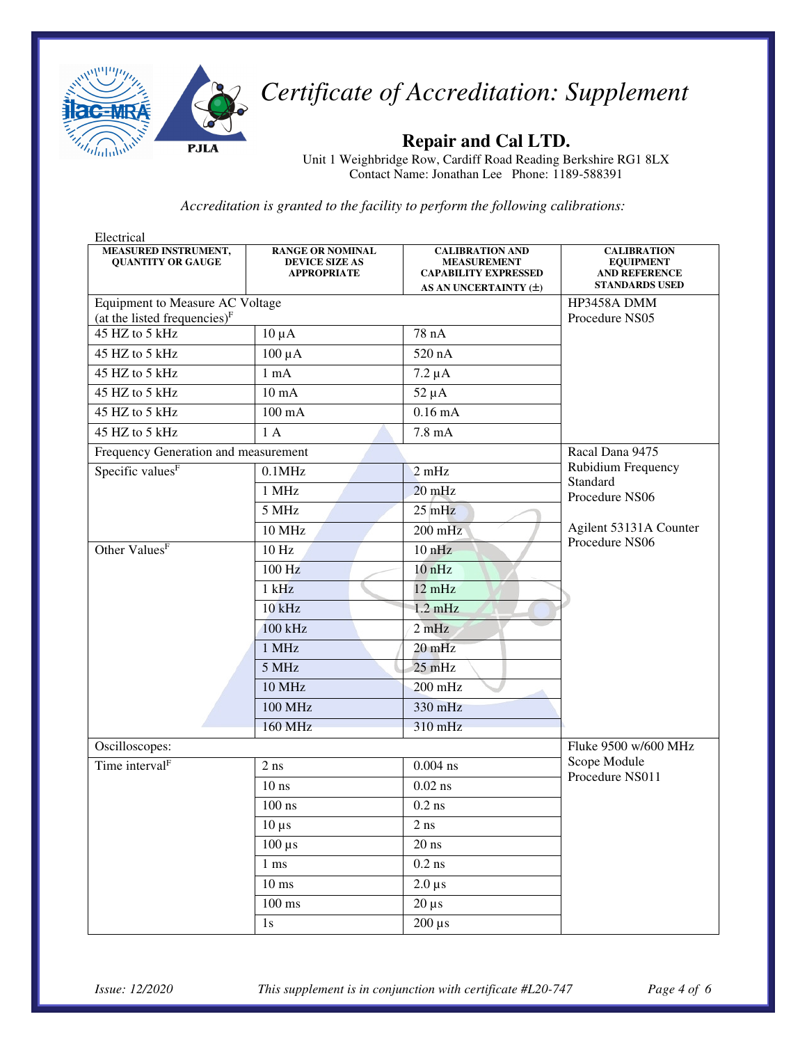# Certificate of Accreditation: Supplement

## Repair and Cal LTD.

Unit 1 Weighbridge Row, Cardiff Road Reading Berkshire RG1 8LX
Contact Name: Jonathan Lee Phone: 1189-588391

*Accreditation is granted to the facility to perform the following calibrations:*

Electrical

| MEASURED INSTRUMENT, QUANTITY OR GAUGE | RANGE OR NOMINAL DEVICE SIZE AS APPROPRIATE | CALIBRATION AND MEASUREMENT CAPABILITY EXPRESSED AS AN UNCERTAINTY (±) | CALIBRATION EQUIPMENT AND REFERENCE STANDARDS USED |
|---|---|---|---|
| Equipment to Measure AC Voltage (at the listed frequencies)[F] | | | HP3458A DMM Procedure NS05 |
| 45 HZ to 5 kHz | 10 µA | 78 nA | |
| 45 HZ to 5 kHz | 100 µA | 520 nA | |
| 45 HZ to 5 kHz | 1 mA | 7.2 µA | |
| 45 HZ to 5 kHz | 10 mA | 52 µA | |
| 45 HZ to 5 kHz | 100 mA | 0.16 mA | |
| 45 HZ to 5 kHz | 1 A | 7.8 mA | |
| Frequency Generation and measurement | | | Racal Dana 9475 Rubidium Frequency Standard Procedure NS06<br><br>Agilent 53131A Counter Procedure NS06 |
| Specific values[F] | 0.1MHz | 2 mHz | |
| | 1 MHz | 20 mHz | |
| | 5 MHz | 25 mHz | |
| | 10 MHz | 200 mHz | |
| Other Values[F] | 10 Hz | 10 nHz | |
| | 100 Hz | 10 nHz | |
| | 1 kHz | 12 mHz | |
| | 10 kHz | 1.2 mHz | |
| | 100 kHz | 2 mHz | |
| | 1 MHz | 20 mHz | |
| | 5 MHz | 25 mHz | |
| | 10 MHz | 200 mHz | |
| | 100 MHz | 330 mHz | |
| | 160 MHz | 310 mHz | |
| Oscilloscopes: | | | Fluke 9500 w/600 MHz Scope Module Procedure NS011 |
| Time interval[F] | 2 ns | 0.004 ns | |
| | 10 ns | 0.02 ns | |
| | 100 ns | 0.2 ns | |
| | 10 µs | 2 ns | |
| | 100 µs | 20 ns | |
| | 1 ms | 0.2 ns | |
| | 10 ms | 2.0 µs | |
| | 100 ms | 20 µs | |
| | 1s | 200 µs | |

*Issue: 12/2020* *This supplement is in conjunction with certificate #L20-747*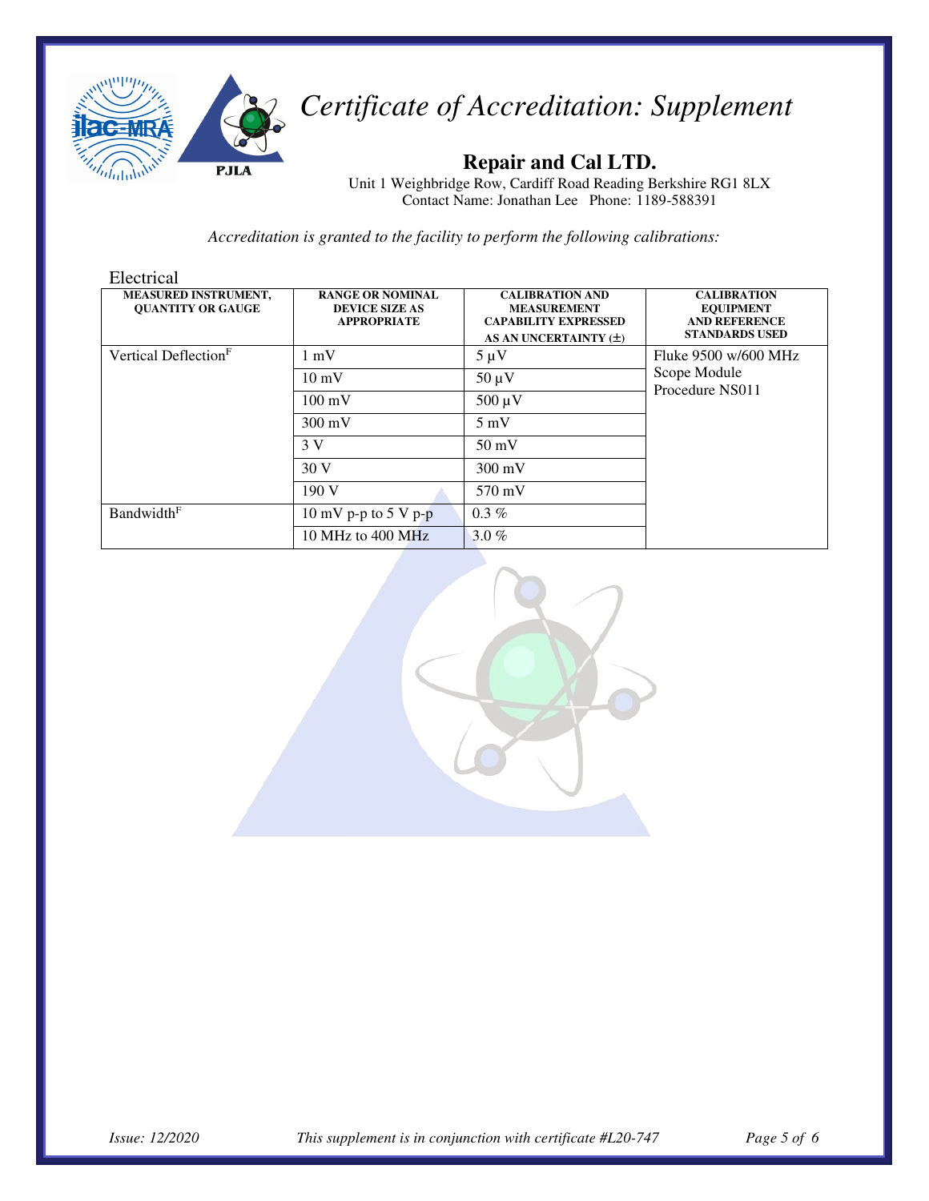# *Certificate of Accreditation: Supplement*

## Repair and Cal LTD.

Unit 1 Weighbridge Row, Cardiff Road Reading Berkshire RG1 8LX
Contact Name: Jonathan Lee Phone: 1189-588391

*Accreditation is granted to the facility to perform the following calibrations:*

Electrical

| MEASURED INSTRUMENT, QUANTITY OR GAUGE | RANGE OR NOMINAL DEVICE SIZE AS APPROPRIATE | CALIBRATION AND MEASUREMENT CAPABILITY EXPRESSED AS AN UNCERTAINTY (±) | CALIBRATION EQUIPMENT AND REFERENCE STANDARDS USED |
|---|---|---|---|
| Vertical Deflection[F] | 1 mV | 5 µV | Fluke 9500 w/600 MHz Scope Module Procedure NS011 |
| | 10 mV | 50 µV | |
| | 100 mV | 500 µV | |
| | 300 mV | 5 mV | |
| | 3 V | 50 mV | |
| | 30 V | 300 mV | |
| | 190 V | 570 mV | |
| Bandwidth[F] | 10 mV p-p to 5 V p-p | 0.3 % | |
| | 10 MHz to 400 MHz | 3.0 % | |

*Issue: 12/2020* *This supplement is in conjunction with certificate #L20-747*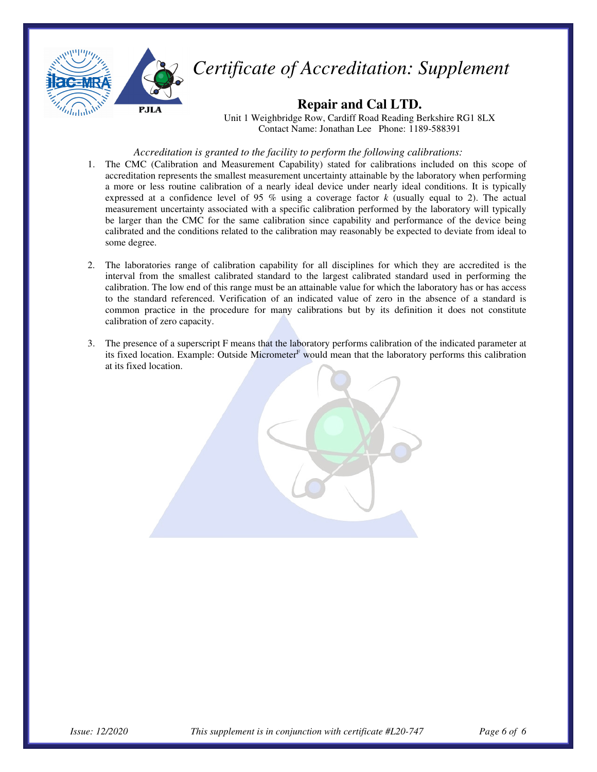# *Certificate of Accreditation: Supplement*

## Repair and Cal LTD.

Unit 1 Weighbridge Row, Cardiff Road Reading Berkshire RG1 8LX
Contact Name: Jonathan Lee Phone: 1189-588391

*Accreditation is granted to the facility to perform the following calibrations:*

1. The CMC (Calibration and Measurement Capability) stated for calibrations included on this scope of accreditation represents the smallest measurement uncertainty attainable by the laboratory when performing a more or less routine calibration of a nearly ideal device under nearly ideal conditions. It is typically expressed at a confidence level of 95 % using a coverage factor $k$ (usually equal to 2). The actual measurement uncertainty associated with a specific calibration performed by the laboratory will typically be larger than the CMC for the same calibration since capability and performance of the device being calibrated and the conditions related to the calibration may reasonably be expected to deviate from ideal to some degree.

2. The laboratories range of calibration capability for all disciplines for which they are accredited is the interval from the smallest calibrated standard to the largest calibrated standard used in performing the calibration. The low end of this range must be an attainable value for which the laboratory has or has access to the standard referenced. Verification of an indicated value of zero in the absence of a standard is common practice in the procedure for many calibrations but by its definition it does not constitute calibration of zero capacity.

3. The presence of a superscript F means that the laboratory performs calibration of the indicated parameter at its fixed location. Example: Outside Micrometer$^{F}$ would mean that the laboratory performs this calibration at its fixed location.

*Issue: 12/2020* *This supplement is in conjunction with certificate #L20-747*